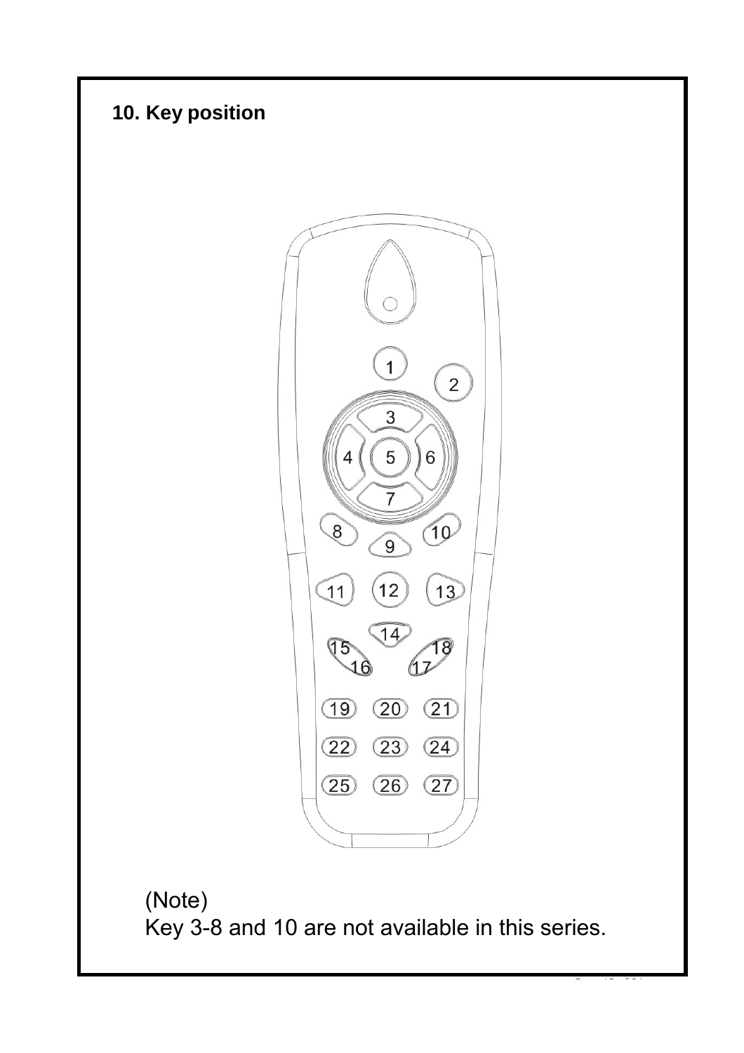## 10. Key position

(Note)
Key 3-8 and 10 are not available in this series.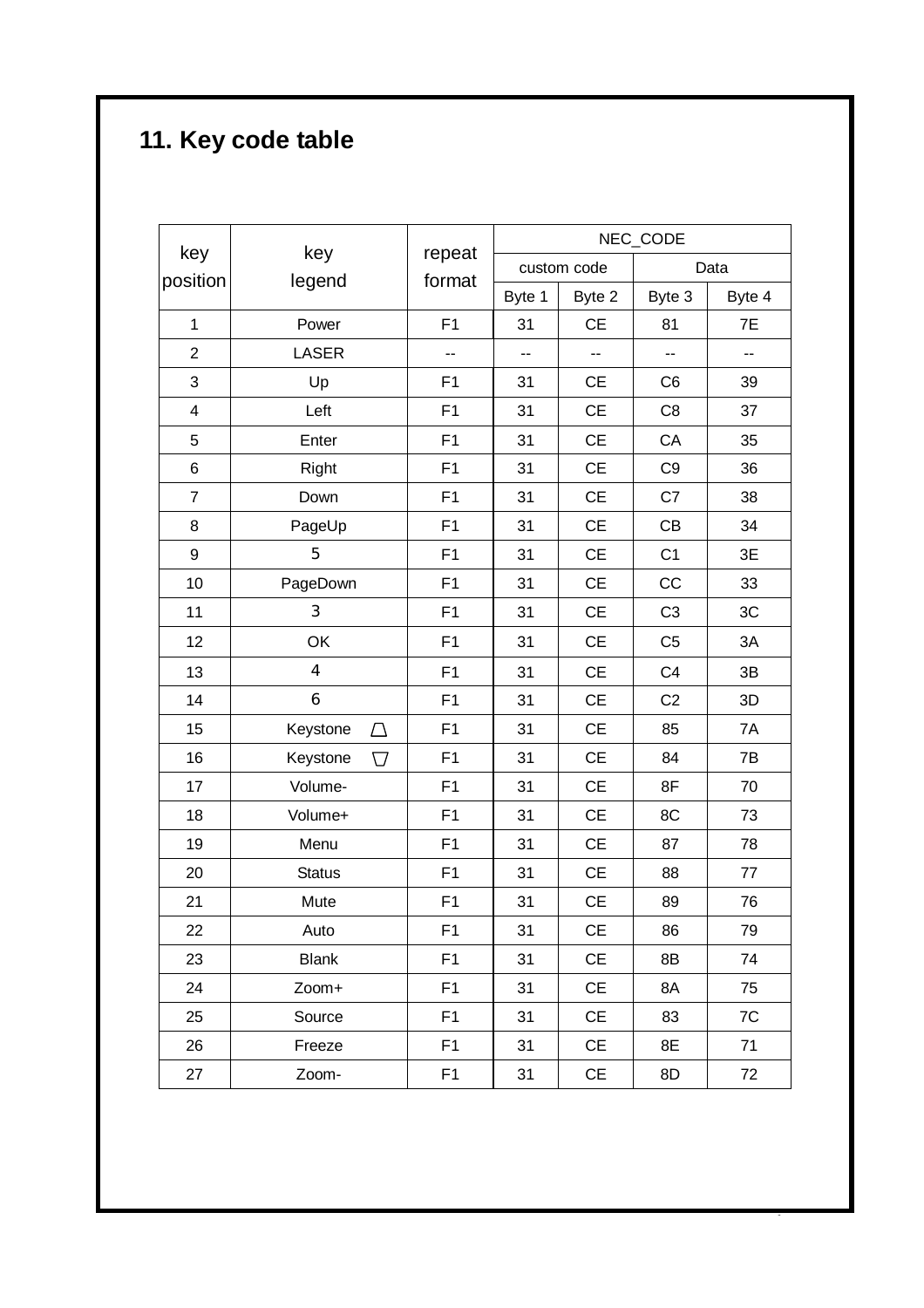## 11. Key code table

| key position | key legend | repeat format | NEC_CODE | | | |
|---|---|---|---|---|---|---|
| | | | custom code | | Data | |
| | | | Byte 1 | Byte 2 | Byte 3 | Byte 4 |
| 1 | Power | F1 | 31 | CE | 81 | 7E |
| 2 | LASER | -- | -- | -- | -- | -- |
| 3 | Up | F1 | 31 | CE | C6 | 39 |
| 4 | Left | F1 | 31 | CE | C8 | 37 |
| 5 | Enter | F1 | 31 | CE | CA | 35 |
| 6 | Right | F1 | 31 | CE | C9 | 36 |
| 7 | Down | F1 | 31 | CE | C7 | 38 |
| 8 | PageUp | F1 | 31 | CE | CB | 34 |
| 9 | 5 | F1 | 31 | CE | C1 | 3E |
| 10 | PageDown | F1 | 31 | CE | CC | 33 |
| 11 | 3 | F1 | 31 | CE | C3 | 3C |
| 12 | OK | F1 | 31 | CE | C5 | 3A |
| 13 | 4 | F1 | 31 | CE | C4 | 3B |
| 14 | 6 | F1 | 31 | CE | C2 | 3D |
| 15 | Keystone ⏢ | F1 | 31 | CE | 85 | 7A |
| 16 | Keystone ▽ | F1 | 31 | CE | 84 | 7B |
| 17 | Volume- | F1 | 31 | CE | 8F | 70 |
| 18 | Volume+ | F1 | 31 | CE | 8C | 73 |
| 19 | Menu | F1 | 31 | CE | 87 | 78 |
| 20 | Status | F1 | 31 | CE | 88 | 77 |
| 21 | Mute | F1 | 31 | CE | 89 | 76 |
| 22 | Auto | F1 | 31 | CE | 86 | 79 |
| 23 | Blank | F1 | 31 | CE | 8B | 74 |
| 24 | Zoom+ | F1 | 31 | CE | 8A | 75 |
| 25 | Source | F1 | 31 | CE | 83 | 7C |
| 26 | Freeze | F1 | 31 | CE | 8E | 71 |
| 27 | Zoom- | F1 | 31 | CE | 8D | 72 |